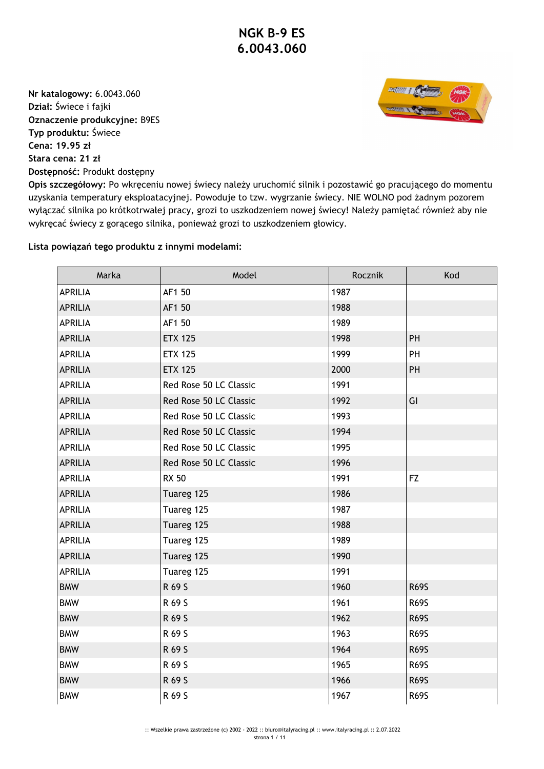# NGK B-9 ES
# 6.0043.060

**Nr katalogowy:** 6.0043.060
**Dział:** Świece i fajki
**Oznaczenie produkcyjne:** B9ES
**Typ produktu:** Świece
**Cena: 19.95 zł**
**Stara cena: 21 zł**
**Dostępność:** Produkt dostępny
**Opis szczegółowy:** Po wkręceniu nowej świecy należy uruchomić silnik i pozostawić go pracującego do momentu uzyskania temperatury eksploatacyjnej. Powoduje to tzw. wygrzanie świecy. NIE WOLNO pod żadnym pozorem wyłączać silnika po krótkotrwałej pracy, grozi to uszkodzeniem nowej świecy! Należy pamiętać również aby nie wykręcać świecy z gorącego silnika, ponieważ grozi to uszkodzeniem głowicy.

**Lista powiązań tego produktu z innymi modelami:**

| Marka | Model | Rocznik | Kod |
|---|---|---|---|
| APRILIA | AF1 50 | 1987 | |
| APRILIA | AF1 50 | 1988 | |
| APRILIA | AF1 50 | 1989 | |
| APRILIA | ETX 125 | 1998 | PH |
| APRILIA | ETX 125 | 1999 | PH |
| APRILIA | ETX 125 | 2000 | PH |
| APRILIA | Red Rose 50 LC Classic | 1991 | |
| APRILIA | Red Rose 50 LC Classic | 1992 | GI |
| APRILIA | Red Rose 50 LC Classic | 1993 | |
| APRILIA | Red Rose 50 LC Classic | 1994 | |
| APRILIA | Red Rose 50 LC Classic | 1995 | |
| APRILIA | Red Rose 50 LC Classic | 1996 | |
| APRILIA | RX 50 | 1991 | FZ |
| APRILIA | Tuareg 125 | 1986 | |
| APRILIA | Tuareg 125 | 1987 | |
| APRILIA | Tuareg 125 | 1988 | |
| APRILIA | Tuareg 125 | 1989 | |
| APRILIA | Tuareg 125 | 1990 | |
| APRILIA | Tuareg 125 | 1991 | |
| BMW | R 69 S | 1960 | R69S |
| BMW | R 69 S | 1961 | R69S |
| BMW | R 69 S | 1962 | R69S |
| BMW | R 69 S | 1963 | R69S |
| BMW | R 69 S | 1964 | R69S |
| BMW | R 69 S | 1965 | R69S |
| BMW | R 69 S | 1966 | R69S |
| BMW | R 69 S | 1967 | R69S |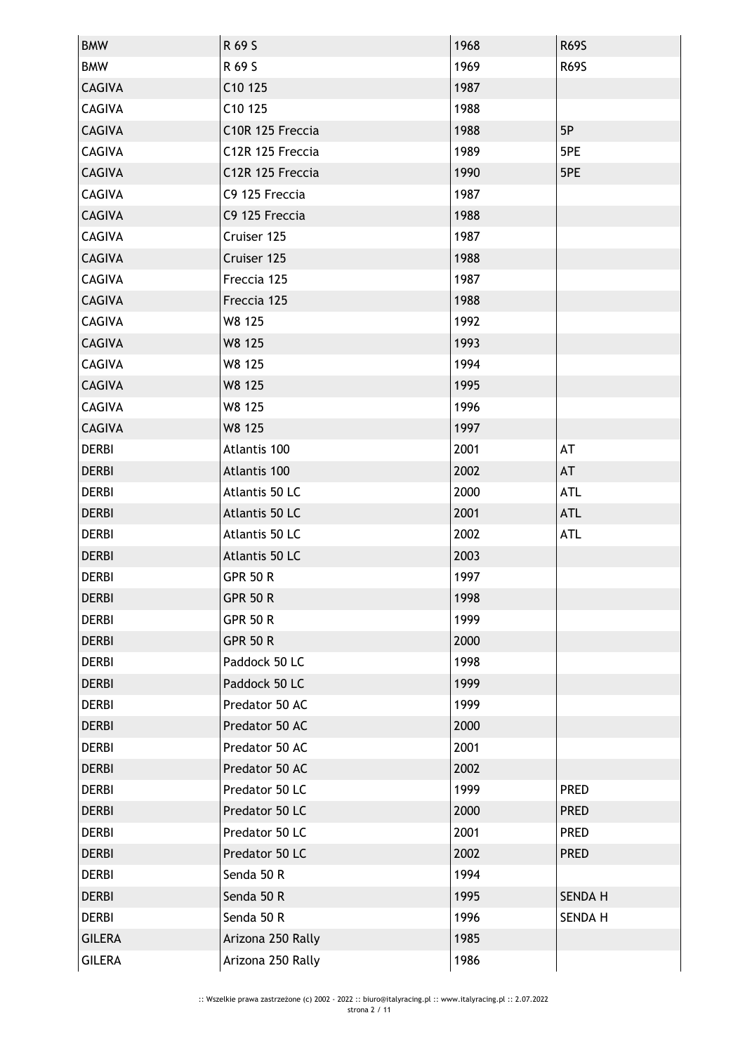| | | | |
|---|---|---|---|
| BMW | R 69 S | 1968 | R69S |
| BMW | R 69 S | 1969 | R69S |
| CAGIVA | C10 125 | 1987 | |
| CAGIVA | C10 125 | 1988 | |
| CAGIVA | C10R 125 Freccia | 1988 | 5P |
| CAGIVA | C12R 125 Freccia | 1989 | 5PE |
| CAGIVA | C12R 125 Freccia | 1990 | 5PE |
| CAGIVA | C9 125 Freccia | 1987 | |
| CAGIVA | C9 125 Freccia | 1988 | |
| CAGIVA | Cruiser 125 | 1987 | |
| CAGIVA | Cruiser 125 | 1988 | |
| CAGIVA | Freccia 125 | 1987 | |
| CAGIVA | Freccia 125 | 1988 | |
| CAGIVA | W8 125 | 1992 | |
| CAGIVA | W8 125 | 1993 | |
| CAGIVA | W8 125 | 1994 | |
| CAGIVA | W8 125 | 1995 | |
| CAGIVA | W8 125 | 1996 | |
| CAGIVA | W8 125 | 1997 | |
| DERBI | Atlantis 100 | 2001 | AT |
| DERBI | Atlantis 100 | 2002 | AT |
| DERBI | Atlantis 50 LC | 2000 | ATL |
| DERBI | Atlantis 50 LC | 2001 | ATL |
| DERBI | Atlantis 50 LC | 2002 | ATL |
| DERBI | Atlantis 50 LC | 2003 | |
| DERBI | GPR 50 R | 1997 | |
| DERBI | GPR 50 R | 1998 | |
| DERBI | GPR 50 R | 1999 | |
| DERBI | GPR 50 R | 2000 | |
| DERBI | Paddock 50 LC | 1998 | |
| DERBI | Paddock 50 LC | 1999 | |
| DERBI | Predator 50 AC | 1999 | |
| DERBI | Predator 50 AC | 2000 | |
| DERBI | Predator 50 AC | 2001 | |
| DERBI | Predator 50 AC | 2002 | |
| DERBI | Predator 50 LC | 1999 | PRED |
| DERBI | Predator 50 LC | 2000 | PRED |
| DERBI | Predator 50 LC | 2001 | PRED |
| DERBI | Predator 50 LC | 2002 | PRED |
| DERBI | Senda 50 R | 1994 | |
| DERBI | Senda 50 R | 1995 | SENDA H |
| DERBI | Senda 50 R | 1996 | SENDA H |
| GILERA | Arizona 250 Rally | 1985 | |
| GILERA | Arizona 250 Rally | 1986 | |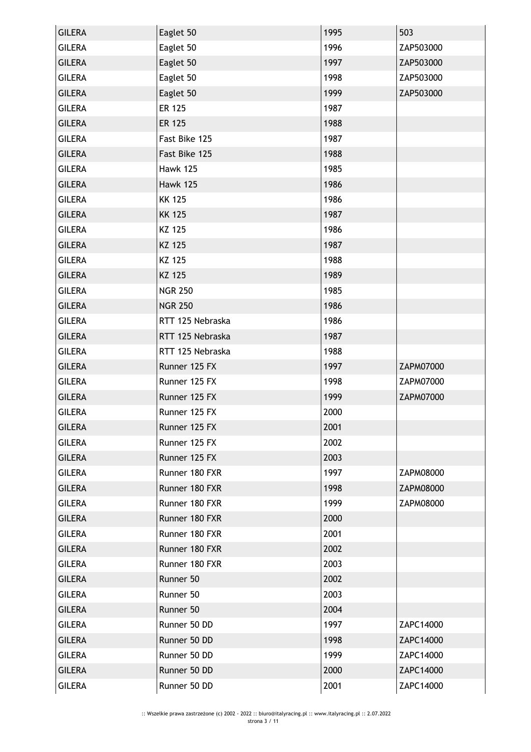| GILERA | Eaglet 50 | 1995 | 503 |
| --- | --- | --- | --- |
| GILERA | Eaglet 50 | 1996 | ZAP503000 |
| GILERA | Eaglet 50 | 1997 | ZAP503000 |
| GILERA | Eaglet 50 | 1998 | ZAP503000 |
| GILERA | Eaglet 50 | 1999 | ZAP503000 |
| GILERA | ER 125 | 1987 | |
| GILERA | ER 125 | 1988 | |
| GILERA | Fast Bike 125 | 1987 | |
| GILERA | Fast Bike 125 | 1988 | |
| GILERA | Hawk 125 | 1985 | |
| GILERA | Hawk 125 | 1986 | |
| GILERA | KK 125 | 1986 | |
| GILERA | KK 125 | 1987 | |
| GILERA | KZ 125 | 1986 | |
| GILERA | KZ 125 | 1987 | |
| GILERA | KZ 125 | 1988 | |
| GILERA | KZ 125 | 1989 | |
| GILERA | NGR 250 | 1985 | |
| GILERA | NGR 250 | 1986 | |
| GILERA | RTT 125 Nebraska | 1986 | |
| GILERA | RTT 125 Nebraska | 1987 | |
| GILERA | RTT 125 Nebraska | 1988 | |
| GILERA | Runner 125 FX | 1997 | ZAPM07000 |
| GILERA | Runner 125 FX | 1998 | ZAPM07000 |
| GILERA | Runner 125 FX | 1999 | ZAPM07000 |
| GILERA | Runner 125 FX | 2000 | |
| GILERA | Runner 125 FX | 2001 | |
| GILERA | Runner 125 FX | 2002 | |
| GILERA | Runner 125 FX | 2003 | |
| GILERA | Runner 180 FXR | 1997 | ZAPM08000 |
| GILERA | Runner 180 FXR | 1998 | ZAPM08000 |
| GILERA | Runner 180 FXR | 1999 | ZAPM08000 |
| GILERA | Runner 180 FXR | 2000 | |
| GILERA | Runner 180 FXR | 2001 | |
| GILERA | Runner 180 FXR | 2002 | |
| GILERA | Runner 180 FXR | 2003 | |
| GILERA | Runner 50 | 2002 | |
| GILERA | Runner 50 | 2003 | |
| GILERA | Runner 50 | 2004 | |
| GILERA | Runner 50 DD | 1997 | ZAPC14000 |
| GILERA | Runner 50 DD | 1998 | ZAPC14000 |
| GILERA | Runner 50 DD | 1999 | ZAPC14000 |
| GILERA | Runner 50 DD | 2000 | ZAPC14000 |
| GILERA | Runner 50 DD | 2001 | ZAPC14000 |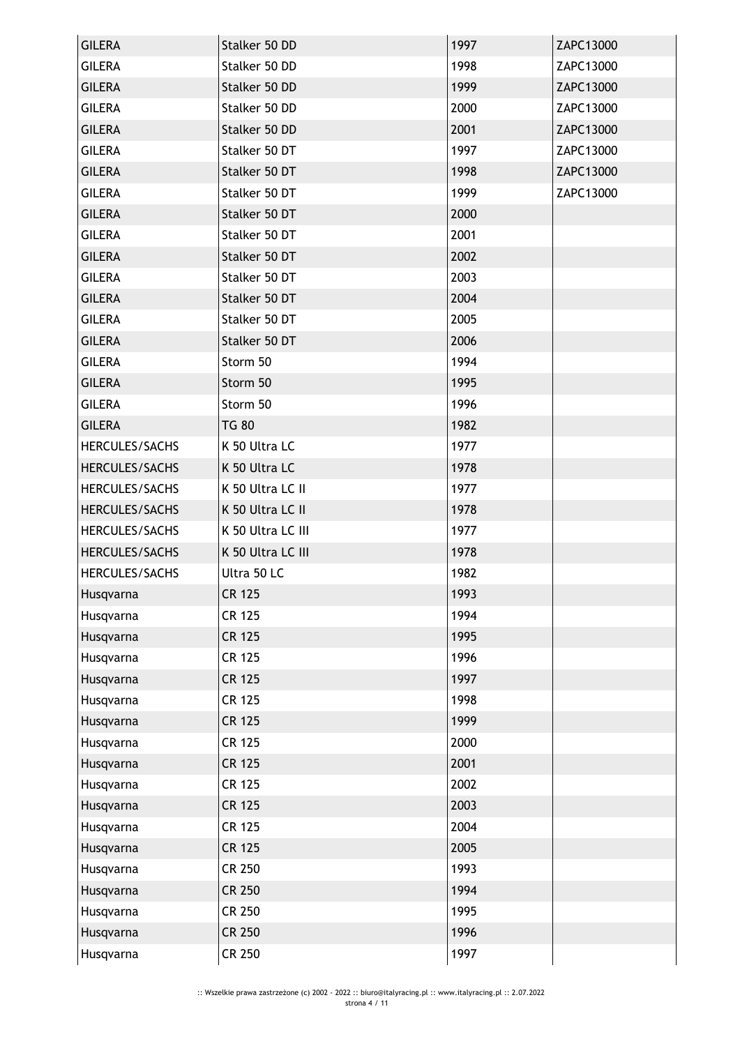| GILERA | Stalker 50 DD | 1997 | ZAPC13000 |
|---|---|---|---|
| GILERA | Stalker 50 DD | 1998 | ZAPC13000 |
| GILERA | Stalker 50 DD | 1999 | ZAPC13000 |
| GILERA | Stalker 50 DD | 2000 | ZAPC13000 |
| GILERA | Stalker 50 DD | 2001 | ZAPC13000 |
| GILERA | Stalker 50 DT | 1997 | ZAPC13000 |
| GILERA | Stalker 50 DT | 1998 | ZAPC13000 |
| GILERA | Stalker 50 DT | 1999 | ZAPC13000 |
| GILERA | Stalker 50 DT | 2000 | |
| GILERA | Stalker 50 DT | 2001 | |
| GILERA | Stalker 50 DT | 2002 | |
| GILERA | Stalker 50 DT | 2003 | |
| GILERA | Stalker 50 DT | 2004 | |
| GILERA | Stalker 50 DT | 2005 | |
| GILERA | Stalker 50 DT | 2006 | |
| GILERA | Storm 50 | 1994 | |
| GILERA | Storm 50 | 1995 | |
| GILERA | Storm 50 | 1996 | |
| GILERA | TG 80 | 1982 | |
| HERCULES/SACHS | K 50 Ultra LC | 1977 | |
| HERCULES/SACHS | K 50 Ultra LC | 1978 | |
| HERCULES/SACHS | K 50 Ultra LC II | 1977 | |
| HERCULES/SACHS | K 50 Ultra LC II | 1978 | |
| HERCULES/SACHS | K 50 Ultra LC III | 1977 | |
| HERCULES/SACHS | K 50 Ultra LC III | 1978 | |
| HERCULES/SACHS | Ultra 50 LC | 1982 | |
| Husqvarna | CR 125 | 1993 | |
| Husqvarna | CR 125 | 1994 | |
| Husqvarna | CR 125 | 1995 | |
| Husqvarna | CR 125 | 1996 | |
| Husqvarna | CR 125 | 1997 | |
| Husqvarna | CR 125 | 1998 | |
| Husqvarna | CR 125 | 1999 | |
| Husqvarna | CR 125 | 2000 | |
| Husqvarna | CR 125 | 2001 | |
| Husqvarna | CR 125 | 2002 | |
| Husqvarna | CR 125 | 2003 | |
| Husqvarna | CR 125 | 2004 | |
| Husqvarna | CR 125 | 2005 | |
| Husqvarna | CR 250 | 1993 | |
| Husqvarna | CR 250 | 1994 | |
| Husqvarna | CR 250 | 1995 | |
| Husqvarna | CR 250 | 1996 | |
| Husqvarna | CR 250 | 1997 | |

:: Wszelkie prawa zastrzeżone (c) 2002 - 2022 :: biuro@italyracing.pl :: www.italyracing.pl :: 2.07.2022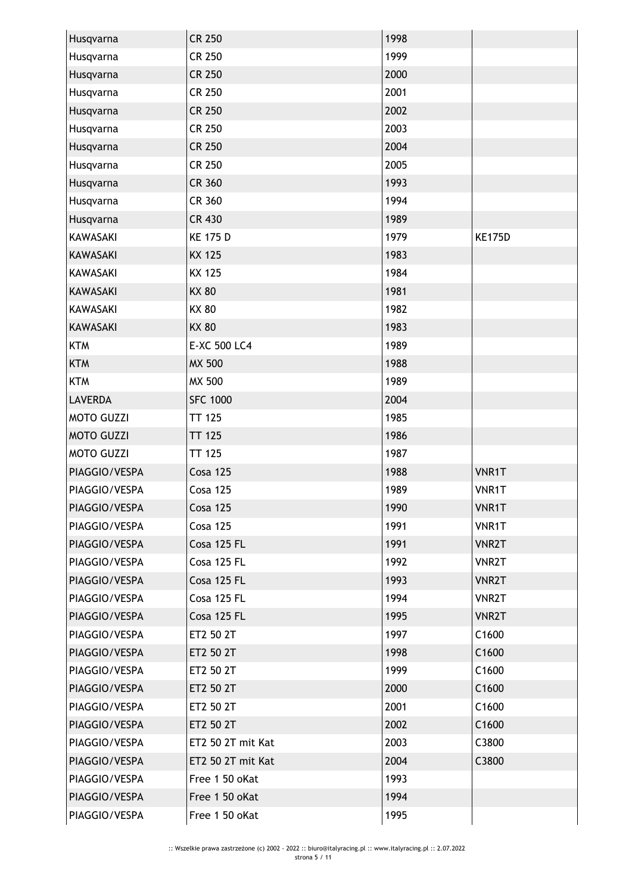| Husqvarna | CR 250 | 1998 | |
|---|---|---|---|
| Husqvarna | CR 250 | 1999 | |
| Husqvarna | CR 250 | 2000 | |
| Husqvarna | CR 250 | 2001 | |
| Husqvarna | CR 250 | 2002 | |
| Husqvarna | CR 250 | 2003 | |
| Husqvarna | CR 250 | 2004 | |
| Husqvarna | CR 250 | 2005 | |
| Husqvarna | CR 360 | 1993 | |
| Husqvarna | CR 360 | 1994 | |
| Husqvarna | CR 430 | 1989 | |
| KAWASAKI | KE 175 D | 1979 | KE175D |
| KAWASAKI | KX 125 | 1983 | |
| KAWASAKI | KX 125 | 1984 | |
| KAWASAKI | KX 80 | 1981 | |
| KAWASAKI | KX 80 | 1982 | |
| KAWASAKI | KX 80 | 1983 | |
| KTM | E-XC 500 LC4 | 1989 | |
| KTM | MX 500 | 1988 | |
| KTM | MX 500 | 1989 | |
| LAVERDA | SFC 1000 | 2004 | |
| MOTO GUZZI | TT 125 | 1985 | |
| MOTO GUZZI | TT 125 | 1986 | |
| MOTO GUZZI | TT 125 | 1987 | |
| PIAGGIO/VESPA | Cosa 125 | 1988 | VNR1T |
| PIAGGIO/VESPA | Cosa 125 | 1989 | VNR1T |
| PIAGGIO/VESPA | Cosa 125 | 1990 | VNR1T |
| PIAGGIO/VESPA | Cosa 125 | 1991 | VNR1T |
| PIAGGIO/VESPA | Cosa 125 FL | 1991 | VNR2T |
| PIAGGIO/VESPA | Cosa 125 FL | 1992 | VNR2T |
| PIAGGIO/VESPA | Cosa 125 FL | 1993 | VNR2T |
| PIAGGIO/VESPA | Cosa 125 FL | 1994 | VNR2T |
| PIAGGIO/VESPA | Cosa 125 FL | 1995 | VNR2T |
| PIAGGIO/VESPA | ET2 50 2T | 1997 | C1600 |
| PIAGGIO/VESPA | ET2 50 2T | 1998 | C1600 |
| PIAGGIO/VESPA | ET2 50 2T | 1999 | C1600 |
| PIAGGIO/VESPA | ET2 50 2T | 2000 | C1600 |
| PIAGGIO/VESPA | ET2 50 2T | 2001 | C1600 |
| PIAGGIO/VESPA | ET2 50 2T | 2002 | C1600 |
| PIAGGIO/VESPA | ET2 50 2T mit Kat | 2003 | C3800 |
| PIAGGIO/VESPA | ET2 50 2T mit Kat | 2004 | C3800 |
| PIAGGIO/VESPA | Free 1 50 oKat | 1993 | |
| PIAGGIO/VESPA | Free 1 50 oKat | 1994 | |
| PIAGGIO/VESPA | Free 1 50 oKat | 1995 | |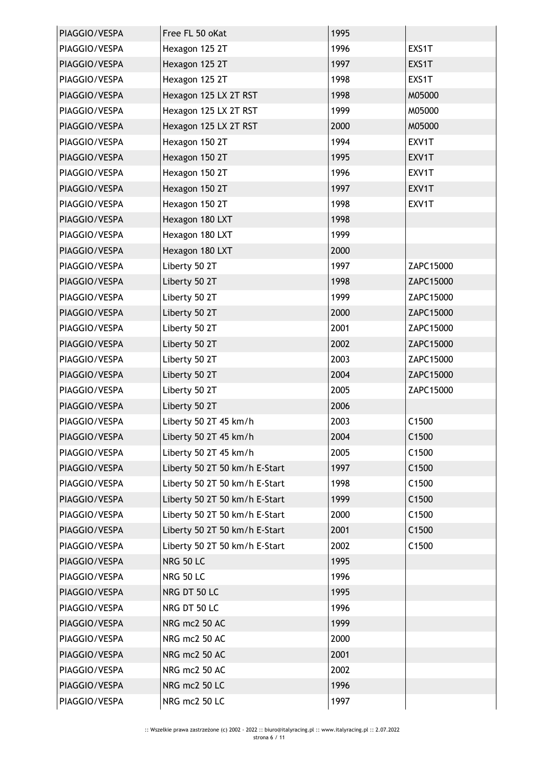| PIAGGIO/VESPA | Free FL 50 oKat | 1995 | |
|---|---|---|---|
| PIAGGIO/VESPA | Hexagon 125 2T | 1996 | EXS1T |
| PIAGGIO/VESPA | Hexagon 125 2T | 1997 | EXS1T |
| PIAGGIO/VESPA | Hexagon 125 2T | 1998 | EXS1T |
| PIAGGIO/VESPA | Hexagon 125 LX 2T RST | 1998 | M05000 |
| PIAGGIO/VESPA | Hexagon 125 LX 2T RST | 1999 | M05000 |
| PIAGGIO/VESPA | Hexagon 125 LX 2T RST | 2000 | M05000 |
| PIAGGIO/VESPA | Hexagon 150 2T | 1994 | EXV1T |
| PIAGGIO/VESPA | Hexagon 150 2T | 1995 | EXV1T |
| PIAGGIO/VESPA | Hexagon 150 2T | 1996 | EXV1T |
| PIAGGIO/VESPA | Hexagon 150 2T | 1997 | EXV1T |
| PIAGGIO/VESPA | Hexagon 150 2T | 1998 | EXV1T |
| PIAGGIO/VESPA | Hexagon 180 LXT | 1998 | |
| PIAGGIO/VESPA | Hexagon 180 LXT | 1999 | |
| PIAGGIO/VESPA | Hexagon 180 LXT | 2000 | |
| PIAGGIO/VESPA | Liberty 50 2T | 1997 | ZAPC15000 |
| PIAGGIO/VESPA | Liberty 50 2T | 1998 | ZAPC15000 |
| PIAGGIO/VESPA | Liberty 50 2T | 1999 | ZAPC15000 |
| PIAGGIO/VESPA | Liberty 50 2T | 2000 | ZAPC15000 |
| PIAGGIO/VESPA | Liberty 50 2T | 2001 | ZAPC15000 |
| PIAGGIO/VESPA | Liberty 50 2T | 2002 | ZAPC15000 |
| PIAGGIO/VESPA | Liberty 50 2T | 2003 | ZAPC15000 |
| PIAGGIO/VESPA | Liberty 50 2T | 2004 | ZAPC15000 |
| PIAGGIO/VESPA | Liberty 50 2T | 2005 | ZAPC15000 |
| PIAGGIO/VESPA | Liberty 50 2T | 2006 | |
| PIAGGIO/VESPA | Liberty 50 2T 45 km/h | 2003 | C1500 |
| PIAGGIO/VESPA | Liberty 50 2T 45 km/h | 2004 | C1500 |
| PIAGGIO/VESPA | Liberty 50 2T 45 km/h | 2005 | C1500 |
| PIAGGIO/VESPA | Liberty 50 2T 50 km/h E-Start | 1997 | C1500 |
| PIAGGIO/VESPA | Liberty 50 2T 50 km/h E-Start | 1998 | C1500 |
| PIAGGIO/VESPA | Liberty 50 2T 50 km/h E-Start | 1999 | C1500 |
| PIAGGIO/VESPA | Liberty 50 2T 50 km/h E-Start | 2000 | C1500 |
| PIAGGIO/VESPA | Liberty 50 2T 50 km/h E-Start | 2001 | C1500 |
| PIAGGIO/VESPA | Liberty 50 2T 50 km/h E-Start | 2002 | C1500 |
| PIAGGIO/VESPA | NRG 50 LC | 1995 | |
| PIAGGIO/VESPA | NRG 50 LC | 1996 | |
| PIAGGIO/VESPA | NRG DT 50 LC | 1995 | |
| PIAGGIO/VESPA | NRG DT 50 LC | 1996 | |
| PIAGGIO/VESPA | NRG mc2 50 AC | 1999 | |
| PIAGGIO/VESPA | NRG mc2 50 AC | 2000 | |
| PIAGGIO/VESPA | NRG mc2 50 AC | 2001 | |
| PIAGGIO/VESPA | NRG mc2 50 AC | 2002 | |
| PIAGGIO/VESPA | NRG mc2 50 LC | 1996 | |
| PIAGGIO/VESPA | NRG mc2 50 LC | 1997 | |

:: Wszelkie prawa zastrzeżone (c) 2002 - 2022 :: biuro@italyracing.pl :: www.italyracing.pl :: 2.07.2022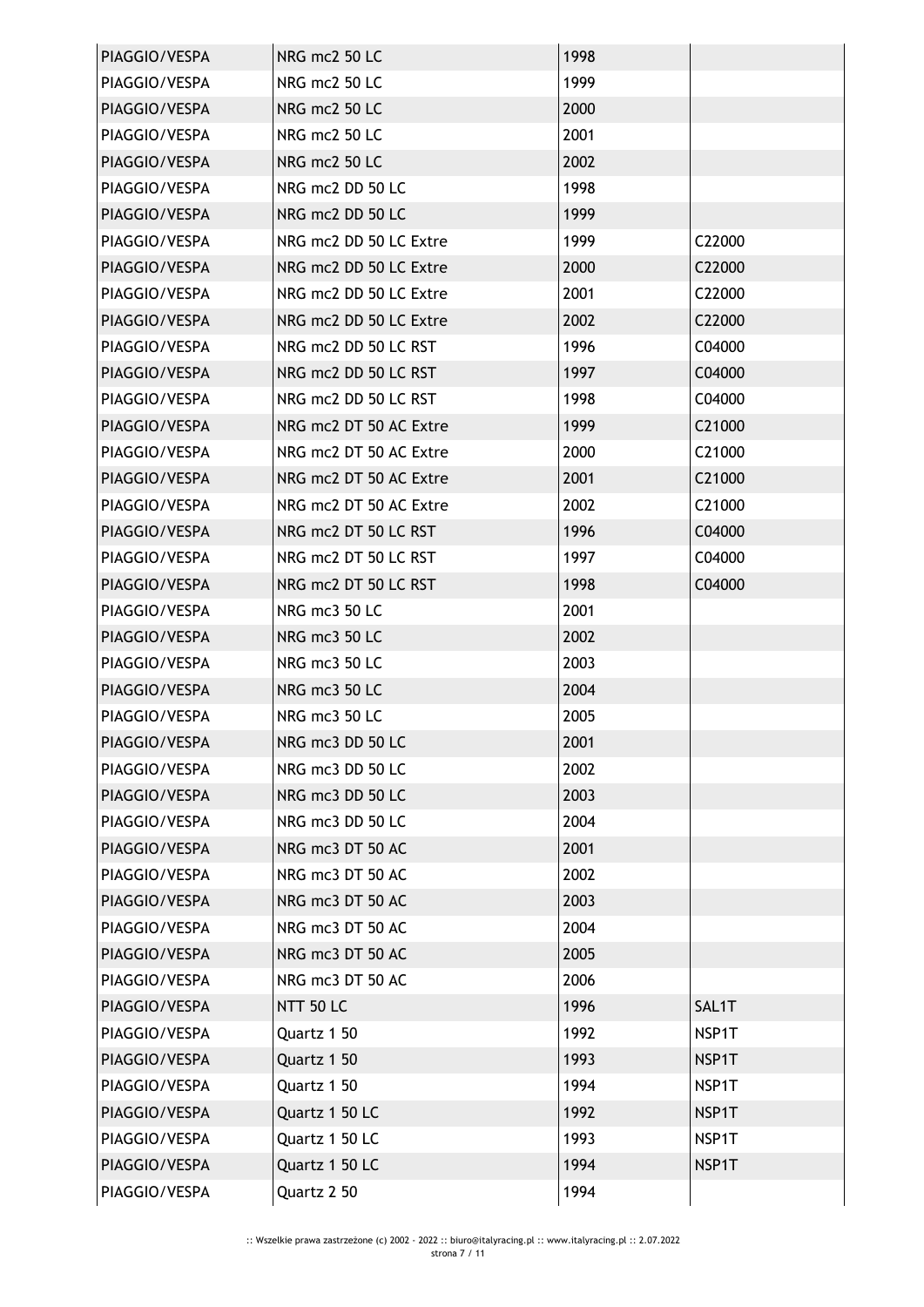| | | | |
|---|---|---|---|
| PIAGGIO/VESPA | NRG mc2 50 LC | 1998 | |
| PIAGGIO/VESPA | NRG mc2 50 LC | 1999 | |
| PIAGGIO/VESPA | NRG mc2 50 LC | 2000 | |
| PIAGGIO/VESPA | NRG mc2 50 LC | 2001 | |
| PIAGGIO/VESPA | NRG mc2 50 LC | 2002 | |
| PIAGGIO/VESPA | NRG mc2 DD 50 LC | 1998 | |
| PIAGGIO/VESPA | NRG mc2 DD 50 LC | 1999 | |
| PIAGGIO/VESPA | NRG mc2 DD 50 LC Extre | 1999 | C22000 |
| PIAGGIO/VESPA | NRG mc2 DD 50 LC Extre | 2000 | C22000 |
| PIAGGIO/VESPA | NRG mc2 DD 50 LC Extre | 2001 | C22000 |
| PIAGGIO/VESPA | NRG mc2 DD 50 LC Extre | 2002 | C22000 |
| PIAGGIO/VESPA | NRG mc2 DD 50 LC RST | 1996 | C04000 |
| PIAGGIO/VESPA | NRG mc2 DD 50 LC RST | 1997 | C04000 |
| PIAGGIO/VESPA | NRG mc2 DD 50 LC RST | 1998 | C04000 |
| PIAGGIO/VESPA | NRG mc2 DT 50 AC Extre | 1999 | C21000 |
| PIAGGIO/VESPA | NRG mc2 DT 50 AC Extre | 2000 | C21000 |
| PIAGGIO/VESPA | NRG mc2 DT 50 AC Extre | 2001 | C21000 |
| PIAGGIO/VESPA | NRG mc2 DT 50 AC Extre | 2002 | C21000 |
| PIAGGIO/VESPA | NRG mc2 DT 50 LC RST | 1996 | C04000 |
| PIAGGIO/VESPA | NRG mc2 DT 50 LC RST | 1997 | C04000 |
| PIAGGIO/VESPA | NRG mc2 DT 50 LC RST | 1998 | C04000 |
| PIAGGIO/VESPA | NRG mc3 50 LC | 2001 | |
| PIAGGIO/VESPA | NRG mc3 50 LC | 2002 | |
| PIAGGIO/VESPA | NRG mc3 50 LC | 2003 | |
| PIAGGIO/VESPA | NRG mc3 50 LC | 2004 | |
| PIAGGIO/VESPA | NRG mc3 50 LC | 2005 | |
| PIAGGIO/VESPA | NRG mc3 DD 50 LC | 2001 | |
| PIAGGIO/VESPA | NRG mc3 DD 50 LC | 2002 | |
| PIAGGIO/VESPA | NRG mc3 DD 50 LC | 2003 | |
| PIAGGIO/VESPA | NRG mc3 DD 50 LC | 2004 | |
| PIAGGIO/VESPA | NRG mc3 DT 50 AC | 2001 | |
| PIAGGIO/VESPA | NRG mc3 DT 50 AC | 2002 | |
| PIAGGIO/VESPA | NRG mc3 DT 50 AC | 2003 | |
| PIAGGIO/VESPA | NRG mc3 DT 50 AC | 2004 | |
| PIAGGIO/VESPA | NRG mc3 DT 50 AC | 2005 | |
| PIAGGIO/VESPA | NRG mc3 DT 50 AC | 2006 | |
| PIAGGIO/VESPA | NTT 50 LC | 1996 | SAL1T |
| PIAGGIO/VESPA | Quartz 1 50 | 1992 | NSP1T |
| PIAGGIO/VESPA | Quartz 1 50 | 1993 | NSP1T |
| PIAGGIO/VESPA | Quartz 1 50 | 1994 | NSP1T |
| PIAGGIO/VESPA | Quartz 1 50 LC | 1992 | NSP1T |
| PIAGGIO/VESPA | Quartz 1 50 LC | 1993 | NSP1T |
| PIAGGIO/VESPA | Quartz 1 50 LC | 1994 | NSP1T |
| PIAGGIO/VESPA | Quartz 2 50 | 1994 | |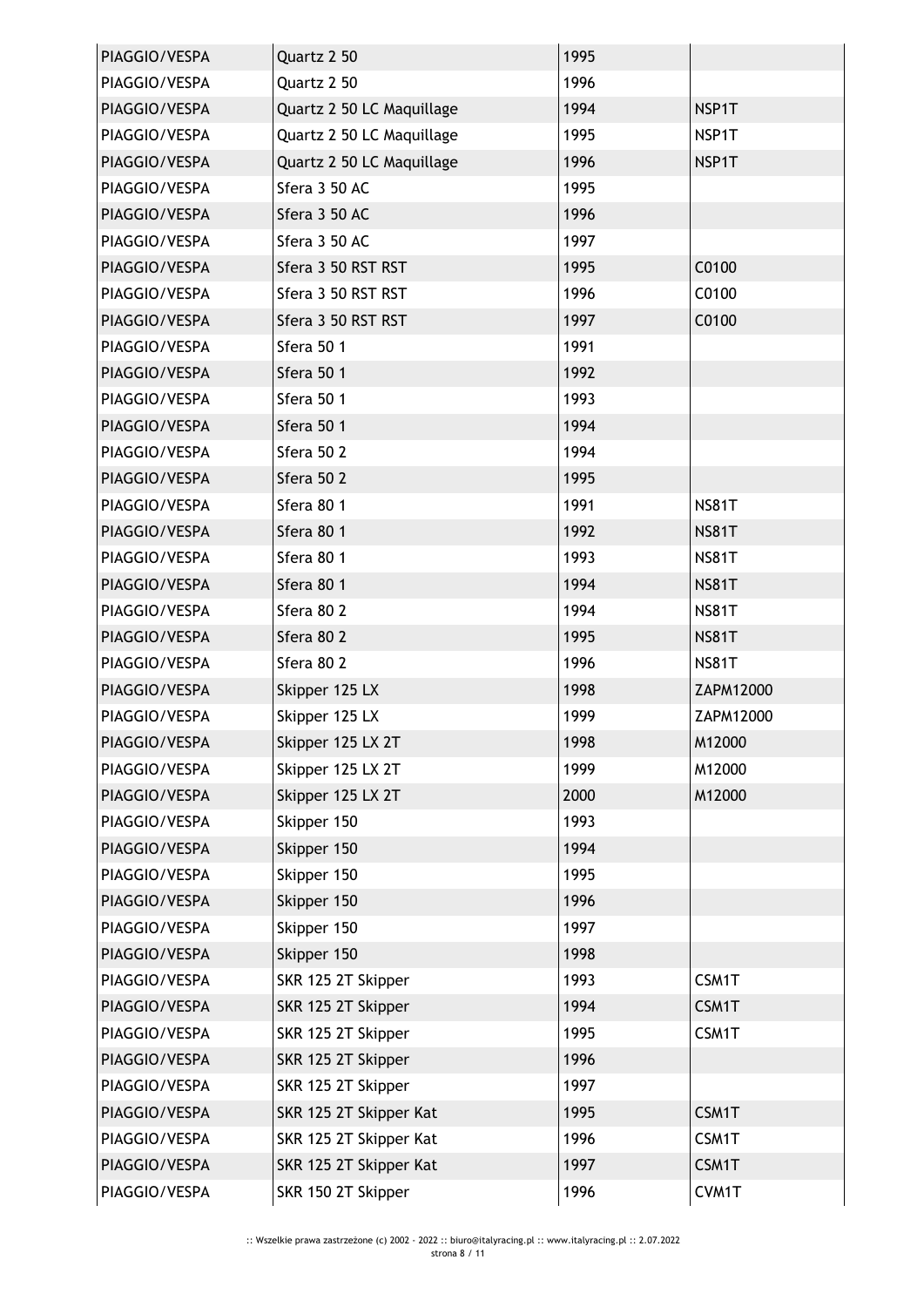| PIAGGIO/VESPA | Quartz 2 50 | 1995 | |
|---|---|---|---|
| PIAGGIO/VESPA | Quartz 2 50 | 1996 | |
| PIAGGIO/VESPA | Quartz 2 50 LC Maquillage | 1994 | NSP1T |
| PIAGGIO/VESPA | Quartz 2 50 LC Maquillage | 1995 | NSP1T |
| PIAGGIO/VESPA | Quartz 2 50 LC Maquillage | 1996 | NSP1T |
| PIAGGIO/VESPA | Sfera 3 50 AC | 1995 | |
| PIAGGIO/VESPA | Sfera 3 50 AC | 1996 | |
| PIAGGIO/VESPA | Sfera 3 50 AC | 1997 | |
| PIAGGIO/VESPA | Sfera 3 50 RST RST | 1995 | C0100 |
| PIAGGIO/VESPA | Sfera 3 50 RST RST | 1996 | C0100 |
| PIAGGIO/VESPA | Sfera 3 50 RST RST | 1997 | C0100 |
| PIAGGIO/VESPA | Sfera 50 1 | 1991 | |
| PIAGGIO/VESPA | Sfera 50 1 | 1992 | |
| PIAGGIO/VESPA | Sfera 50 1 | 1993 | |
| PIAGGIO/VESPA | Sfera 50 1 | 1994 | |
| PIAGGIO/VESPA | Sfera 50 2 | 1994 | |
| PIAGGIO/VESPA | Sfera 50 2 | 1995 | |
| PIAGGIO/VESPA | Sfera 80 1 | 1991 | NS81T |
| PIAGGIO/VESPA | Sfera 80 1 | 1992 | NS81T |
| PIAGGIO/VESPA | Sfera 80 1 | 1993 | NS81T |
| PIAGGIO/VESPA | Sfera 80 1 | 1994 | NS81T |
| PIAGGIO/VESPA | Sfera 80 2 | 1994 | NS81T |
| PIAGGIO/VESPA | Sfera 80 2 | 1995 | NS81T |
| PIAGGIO/VESPA | Sfera 80 2 | 1996 | NS81T |
| PIAGGIO/VESPA | Skipper 125 LX | 1998 | ZAPM12000 |
| PIAGGIO/VESPA | Skipper 125 LX | 1999 | ZAPM12000 |
| PIAGGIO/VESPA | Skipper 125 LX 2T | 1998 | M12000 |
| PIAGGIO/VESPA | Skipper 125 LX 2T | 1999 | M12000 |
| PIAGGIO/VESPA | Skipper 125 LX 2T | 2000 | M12000 |
| PIAGGIO/VESPA | Skipper 150 | 1993 | |
| PIAGGIO/VESPA | Skipper 150 | 1994 | |
| PIAGGIO/VESPA | Skipper 150 | 1995 | |
| PIAGGIO/VESPA | Skipper 150 | 1996 | |
| PIAGGIO/VESPA | Skipper 150 | 1997 | |
| PIAGGIO/VESPA | Skipper 150 | 1998 | |
| PIAGGIO/VESPA | SKR 125 2T Skipper | 1993 | CSM1T |
| PIAGGIO/VESPA | SKR 125 2T Skipper | 1994 | CSM1T |
| PIAGGIO/VESPA | SKR 125 2T Skipper | 1995 | CSM1T |
| PIAGGIO/VESPA | SKR 125 2T Skipper | 1996 | |
| PIAGGIO/VESPA | SKR 125 2T Skipper | 1997 | |
| PIAGGIO/VESPA | SKR 125 2T Skipper Kat | 1995 | CSM1T |
| PIAGGIO/VESPA | SKR 125 2T Skipper Kat | 1996 | CSM1T |
| PIAGGIO/VESPA | SKR 125 2T Skipper Kat | 1997 | CSM1T |
| PIAGGIO/VESPA | SKR 150 2T Skipper | 1996 | CVM1T |

:: Wszelkie prawa zastrzeżone (c) 2002 - 2022 :: biuro@italyracing.pl :: www.italyracing.pl :: 2.07.2022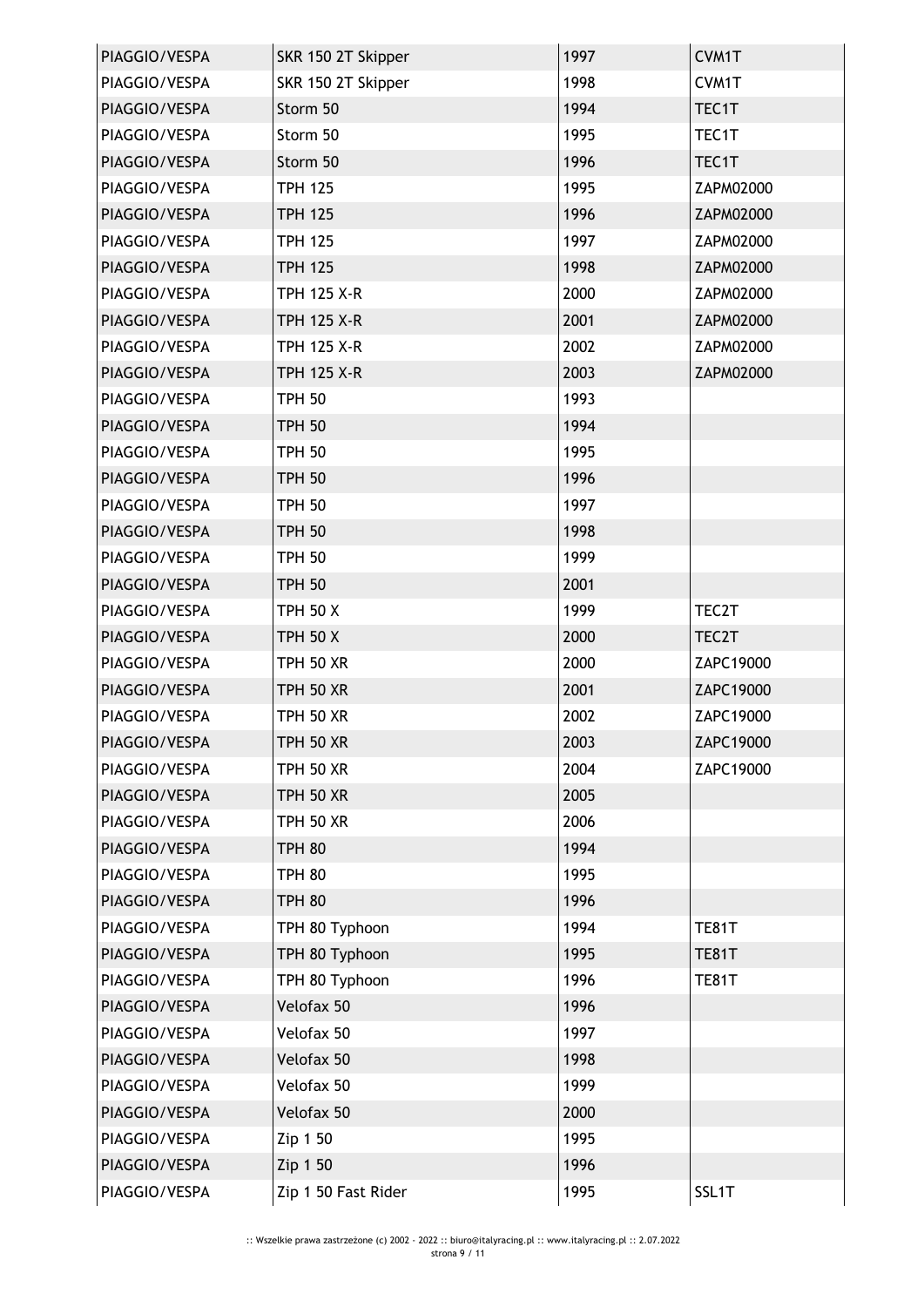| PIAGGIO/VESPA | SKR 150 2T Skipper | 1997 | CVM1T |
|---|---|---|---|
| PIAGGIO/VESPA | SKR 150 2T Skipper | 1998 | CVM1T |
| PIAGGIO/VESPA | Storm 50 | 1994 | TEC1T |
| PIAGGIO/VESPA | Storm 50 | 1995 | TEC1T |
| PIAGGIO/VESPA | Storm 50 | 1996 | TEC1T |
| PIAGGIO/VESPA | TPH 125 | 1995 | ZAPM02000 |
| PIAGGIO/VESPA | TPH 125 | 1996 | ZAPM02000 |
| PIAGGIO/VESPA | TPH 125 | 1997 | ZAPM02000 |
| PIAGGIO/VESPA | TPH 125 | 1998 | ZAPM02000 |
| PIAGGIO/VESPA | TPH 125 X-R | 2000 | ZAPM02000 |
| PIAGGIO/VESPA | TPH 125 X-R | 2001 | ZAPM02000 |
| PIAGGIO/VESPA | TPH 125 X-R | 2002 | ZAPM02000 |
| PIAGGIO/VESPA | TPH 125 X-R | 2003 | ZAPM02000 |
| PIAGGIO/VESPA | TPH 50 | 1993 | |
| PIAGGIO/VESPA | TPH 50 | 1994 | |
| PIAGGIO/VESPA | TPH 50 | 1995 | |
| PIAGGIO/VESPA | TPH 50 | 1996 | |
| PIAGGIO/VESPA | TPH 50 | 1997 | |
| PIAGGIO/VESPA | TPH 50 | 1998 | |
| PIAGGIO/VESPA | TPH 50 | 1999 | |
| PIAGGIO/VESPA | TPH 50 | 2001 | |
| PIAGGIO/VESPA | TPH 50 X | 1999 | TEC2T |
| PIAGGIO/VESPA | TPH 50 X | 2000 | TEC2T |
| PIAGGIO/VESPA | TPH 50 XR | 2000 | ZAPC19000 |
| PIAGGIO/VESPA | TPH 50 XR | 2001 | ZAPC19000 |
| PIAGGIO/VESPA | TPH 50 XR | 2002 | ZAPC19000 |
| PIAGGIO/VESPA | TPH 50 XR | 2003 | ZAPC19000 |
| PIAGGIO/VESPA | TPH 50 XR | 2004 | ZAPC19000 |
| PIAGGIO/VESPA | TPH 50 XR | 2005 | |
| PIAGGIO/VESPA | TPH 50 XR | 2006 | |
| PIAGGIO/VESPA | TPH 80 | 1994 | |
| PIAGGIO/VESPA | TPH 80 | 1995 | |
| PIAGGIO/VESPA | TPH 80 | 1996 | |
| PIAGGIO/VESPA | TPH 80 Typhoon | 1994 | TE81T |
| PIAGGIO/VESPA | TPH 80 Typhoon | 1995 | TE81T |
| PIAGGIO/VESPA | TPH 80 Typhoon | 1996 | TE81T |
| PIAGGIO/VESPA | Velofax 50 | 1996 | |
| PIAGGIO/VESPA | Velofax 50 | 1997 | |
| PIAGGIO/VESPA | Velofax 50 | 1998 | |
| PIAGGIO/VESPA | Velofax 50 | 1999 | |
| PIAGGIO/VESPA | Velofax 50 | 2000 | |
| PIAGGIO/VESPA | Zip 1 50 | 1995 | |
| PIAGGIO/VESPA | Zip 1 50 | 1996 | |
| PIAGGIO/VESPA | Zip 1 50 Fast Rider | 1995 | SSL1T |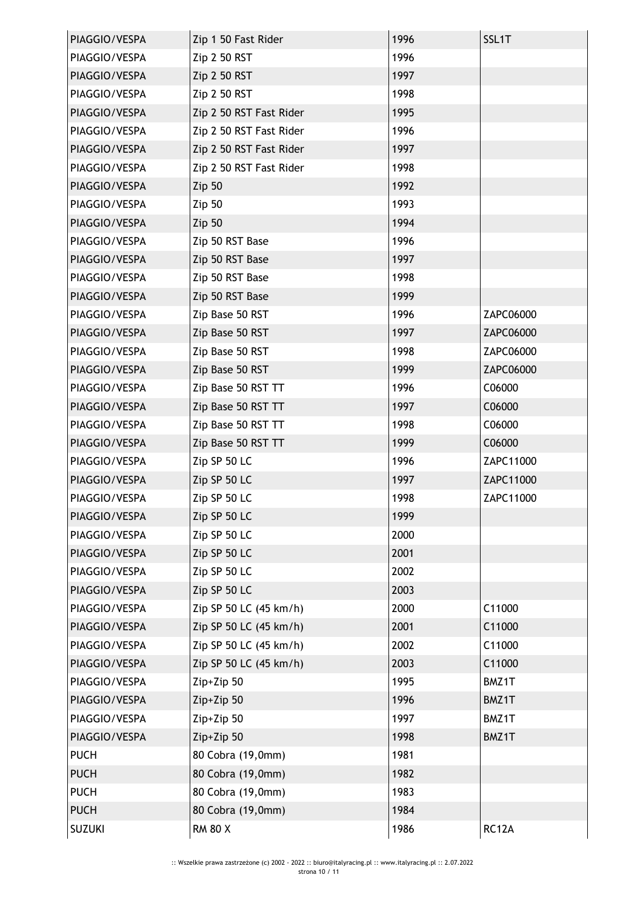| PIAGGIO/VESPA | Zip 1 50 Fast Rider | 1996 | SSL1T |
|---|---|---|---|
| PIAGGIO/VESPA | Zip 2 50 RST | 1996 | |
| PIAGGIO/VESPA | Zip 2 50 RST | 1997 | |
| PIAGGIO/VESPA | Zip 2 50 RST | 1998 | |
| PIAGGIO/VESPA | Zip 2 50 RST Fast Rider | 1995 | |
| PIAGGIO/VESPA | Zip 2 50 RST Fast Rider | 1996 | |
| PIAGGIO/VESPA | Zip 2 50 RST Fast Rider | 1997 | |
| PIAGGIO/VESPA | Zip 2 50 RST Fast Rider | 1998 | |
| PIAGGIO/VESPA | Zip 50 | 1992 | |
| PIAGGIO/VESPA | Zip 50 | 1993 | |
| PIAGGIO/VESPA | Zip 50 | 1994 | |
| PIAGGIO/VESPA | Zip 50 RST Base | 1996 | |
| PIAGGIO/VESPA | Zip 50 RST Base | 1997 | |
| PIAGGIO/VESPA | Zip 50 RST Base | 1998 | |
| PIAGGIO/VESPA | Zip 50 RST Base | 1999 | |
| PIAGGIO/VESPA | Zip Base 50 RST | 1996 | ZAPC06000 |
| PIAGGIO/VESPA | Zip Base 50 RST | 1997 | ZAPC06000 |
| PIAGGIO/VESPA | Zip Base 50 RST | 1998 | ZAPC06000 |
| PIAGGIO/VESPA | Zip Base 50 RST | 1999 | ZAPC06000 |
| PIAGGIO/VESPA | Zip Base 50 RST TT | 1996 | C06000 |
| PIAGGIO/VESPA | Zip Base 50 RST TT | 1997 | C06000 |
| PIAGGIO/VESPA | Zip Base 50 RST TT | 1998 | C06000 |
| PIAGGIO/VESPA | Zip Base 50 RST TT | 1999 | C06000 |
| PIAGGIO/VESPA | Zip SP 50 LC | 1996 | ZAPC11000 |
| PIAGGIO/VESPA | Zip SP 50 LC | 1997 | ZAPC11000 |
| PIAGGIO/VESPA | Zip SP 50 LC | 1998 | ZAPC11000 |
| PIAGGIO/VESPA | Zip SP 50 LC | 1999 | |
| PIAGGIO/VESPA | Zip SP 50 LC | 2000 | |
| PIAGGIO/VESPA | Zip SP 50 LC | 2001 | |
| PIAGGIO/VESPA | Zip SP 50 LC | 2002 | |
| PIAGGIO/VESPA | Zip SP 50 LC | 2003 | |
| PIAGGIO/VESPA | Zip SP 50 LC (45 km/h) | 2000 | C11000 |
| PIAGGIO/VESPA | Zip SP 50 LC (45 km/h) | 2001 | C11000 |
| PIAGGIO/VESPA | Zip SP 50 LC (45 km/h) | 2002 | C11000 |
| PIAGGIO/VESPA | Zip SP 50 LC (45 km/h) | 2003 | C11000 |
| PIAGGIO/VESPA | Zip+Zip 50 | 1995 | BMZ1T |
| PIAGGIO/VESPA | Zip+Zip 50 | 1996 | BMZ1T |
| PIAGGIO/VESPA | Zip+Zip 50 | 1997 | BMZ1T |
| PIAGGIO/VESPA | Zip+Zip 50 | 1998 | BMZ1T |
| PUCH | 80 Cobra (19,0mm) | 1981 | |
| PUCH | 80 Cobra (19,0mm) | 1982 | |
| PUCH | 80 Cobra (19,0mm) | 1983 | |
| PUCH | 80 Cobra (19,0mm) | 1984 | |
| SUZUKI | RM 80 X | 1986 | RC12A |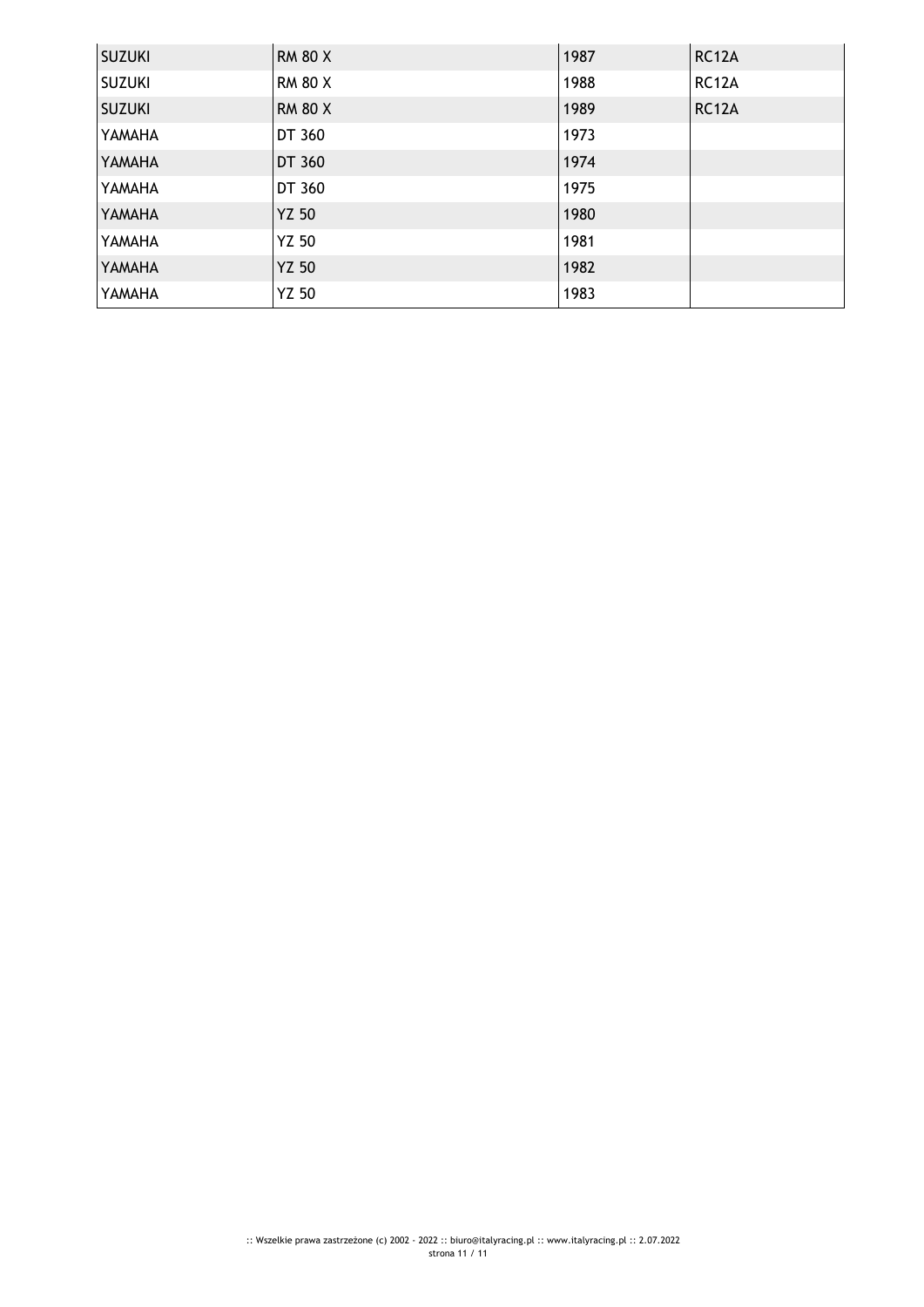| | | | |
|---|---|---|---|
| SUZUKI | RM 80 X | 1987 | RC12A |
| SUZUKI | RM 80 X | 1988 | RC12A |
| SUZUKI | RM 80 X | 1989 | RC12A |
| YAMAHA | DT 360 | 1973 | |
| YAMAHA | DT 360 | 1974 | |
| YAMAHA | DT 360 | 1975 | |
| YAMAHA | YZ 50 | 1980 | |
| YAMAHA | YZ 50 | 1981 | |
| YAMAHA | YZ 50 | 1982 | |
| YAMAHA | YZ 50 | 1983 | |

:: Wszelkie prawa zastrzeżone (c) 2002 - 2022 :: biuro@italyracing.pl :: www.italyracing.pl :: 2.07.2022